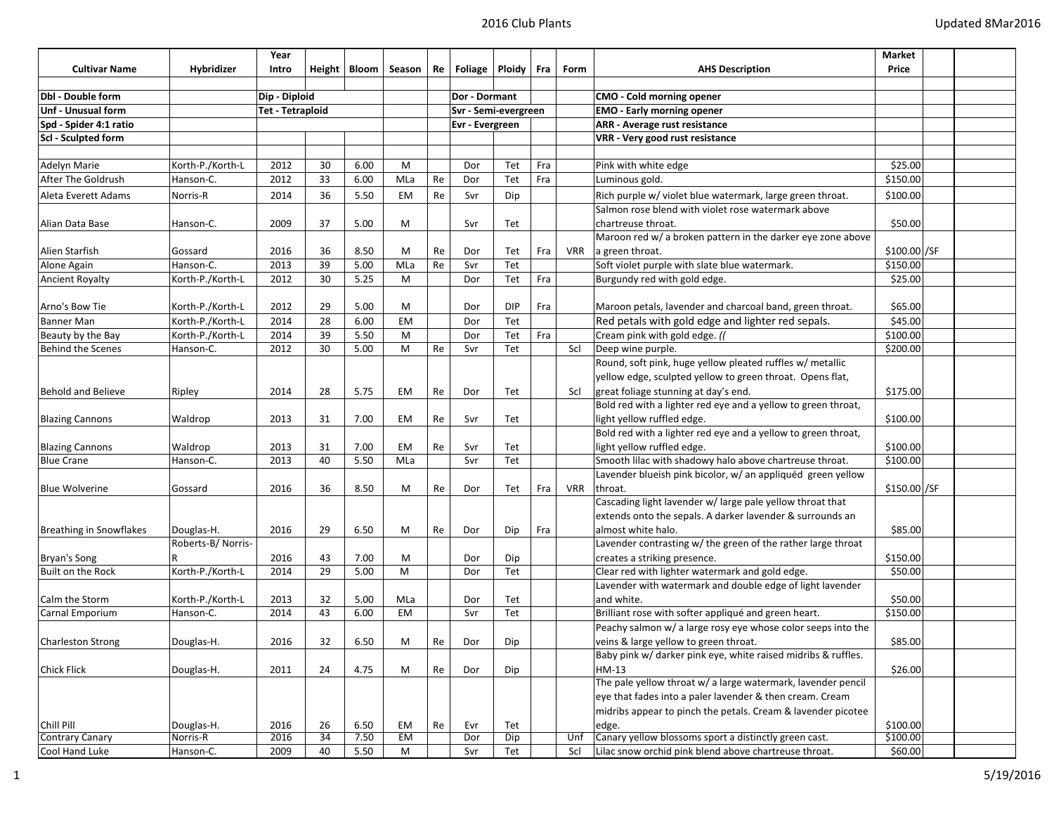| Cultivar Name | Hybridizer | Year Intro | Height | Bloom | Season | Re | Foliage | Ploidy | Fra | Form | AHS Description | Market Price | | |
|---|---|---|---|---|---|---|---|---|---|---|---|---|---|---|
| | | | | | | | | | | | | | | |
| **Dbl - Double form** | | **Dip - Diploid** | | | | | **Dor - Dormant** | | | | **CMO - Cold morning opener** | | | |
| **Unf - Unusual form** | | **Tet - Tetraploid** | | | | | **Svr - Semi-evergreen** | | | | **EMO - Early morning opener** | | | |
| **Spd - Spider 4:1 ratio** | | | | | | | **Evr - Evergreen** | | | | **ARR - Average rust resistance** | | | |
| **Scl - Sculpted form** | | | | | | | | | | | **VRR - Very good rust resistance** | | | |
| | | | | | | | | | | | | | | |
| Adelyn Marie | Korth-P./Korth-L | 2012 | 30 | 6.00 | M | | Dor | Tet | Fra | | Pink with white edge | $25.00 | | |
| After The Goldrush | Hanson-C. | 2012 | 33 | 6.00 | MLa | Re | Dor | Tet | Fra | | Luminous gold. | $150.00 | | |
| Aleta Everett Adams | Norris-R | 2014 | 36 | 5.50 | EM | Re | Svr | Dip | | | Rich purple w/ violet blue watermark, large green throat. | $100.00 | | |
| Alian Data Base | Hanson-C. | 2009 | 37 | 5.00 | M | | Svr | Tet | | | Salmon rose blend with violet rose watermark above chartreuse throat. | $50.00 | | |
| Alien Starfish | Gossard | 2016 | 36 | 8.50 | M | Re | Dor | Tet | Fra | VRR | Maroon red w/ a broken pattern in the darker eye zone above a green throat. | $100.00 | /SF | |
| Alone Again | Hanson-C. | 2013 | 39 | 5.00 | MLa | Re | Svr | Tet | | | Soft violet purple with slate blue watermark. | $150.00 | | |
| Ancient Royalty | Korth-P./Korth-L | 2012 | 30 | 5.25 | M | | Dor | Tet | Fra | | Burgundy red with gold edge. | $25.00 | | |
| Arno's Bow Tie | Korth-P./Korth-L | 2012 | 29 | 5.00 | M | | Dor | DIP | Fra | | Maroon petals, lavender and charcoal band, green throat. | $65.00 | | |
| Banner Man | Korth-P./Korth-L | 2014 | 28 | 6.00 | EM | | Dor | Tet | | | Red petals with gold edge and lighter red sepals. | $45.00 | | |
| Beauty by the Bay | Korth-P./Korth-L | 2014 | 39 | 5.50 | M | | Dor | Tet | Fra | | Cream pink with gold edge. (( | $100.00 | | |
| Behind the Scenes | Hanson-C. | 2012 | 30 | 5.00 | M | Re | Svr | Tet | | Scl | Deep wine purple. | $200.00 | | |
| Behold and Believe | Ripley | 2014 | 28 | 5.75 | EM | Re | Dor | Tet | | Scl | Round, soft pink, huge yellow pleated ruffles w/ metallic yellow edge, sculpted yellow to green throat. Opens flat, great foliage stunning at day's end. | $175.00 | | |
| Blazing Cannons | Waldrop | 2013 | 31 | 7.00 | EM | Re | Svr | Tet | | | Bold red with a lighter red eye and a yellow to green throat, light yellow ruffled edge. | $100.00 | | |
| Blazing Cannons | Waldrop | 2013 | 31 | 7.00 | EM | Re | Svr | Tet | | | Bold red with a lighter red eye and a yellow to green throat, light yellow ruffled edge. | $100.00 | | |
| Blue Crane | Hanson-C. | 2013 | 40 | 5.50 | MLa | | Svr | Tet | | | Smooth lilac with shadowy halo above chartreuse throat. | $100.00 | | |
| Blue Wolverine | Gossard | 2016 | 36 | 8.50 | M | Re | Dor | Tet | Fra | VRR | Lavender blueish pink bicolor, w/ an appliquéd green yellow throat. | $150.00 | /SF | |
| Breathing in Snowflakes | Douglas-H. | 2016 | 29 | 6.50 | M | Re | Dor | Dip | Fra | | Cascading light lavender w/ large pale yellow throat that extends onto the sepals. A darker lavender & surrounds an almost white halo. | $85.00 | | |
| Bryan's Song | Roberts-B/ Norris-R | 2016 | 43 | 7.00 | M | | Dor | Dip | | | Lavender contrasting w/ the green of the rather large throat creates a striking presence. | $150.00 | | |
| Built on the Rock | Korth-P./Korth-L | 2014 | 29 | 5.00 | M | | Dor | Tet | | | Clear red with lighter watermark and gold edge. | $50.00 | | |
| Calm the Storm | Korth-P./Korth-L | 2013 | 32 | 5.00 | MLa | | Dor | Tet | | | Lavender with watermark and double edge of light lavender and white. | $50.00 | | |
| Carnal Emporium | Hanson-C. | 2014 | 43 | 6.00 | EM | | Svr | Tet | | | Brilliant rose with softer appliqué and green heart. | $150.00 | | |
| Charleston Strong | Douglas-H. | 2016 | 32 | 6.50 | M | Re | Dor | Dip | | | Peachy salmon w/ a large rosy eye whose color seeps into the veins & large yellow to green throat. | $85.00 | | |
| Chick Flick | Douglas-H. | 2011 | 24 | 4.75 | M | Re | Dor | Dip | | | Baby pink w/ darker pink eye, white raised midribs & ruffles. HM-13 | $26.00 | | |
| Chill Pill | Douglas-H. | 2016 | 26 | 6.50 | EM | Re | Evr | Tet | | | The pale yellow throat w/ a large watermark, lavender pencil eye that fades into a paler lavender & then cream. Cream midribs appear to pinch the petals. Cream & lavender picotee edge. | $100.00 | | |
| Contrary Canary | Norris-R | 2016 | 34 | 7.50 | EM | | Dor | Dip | | Unf | Canary yellow blossoms sport a distinctly green cast. | $100.00 | | |
| Cool Hand Luke | Hanson-C. | 2009 | 40 | 5.50 | M | | Svr | Tet | | Scl | Lilac snow orchid pink blend above chartreuse throat. | $60.00 | | |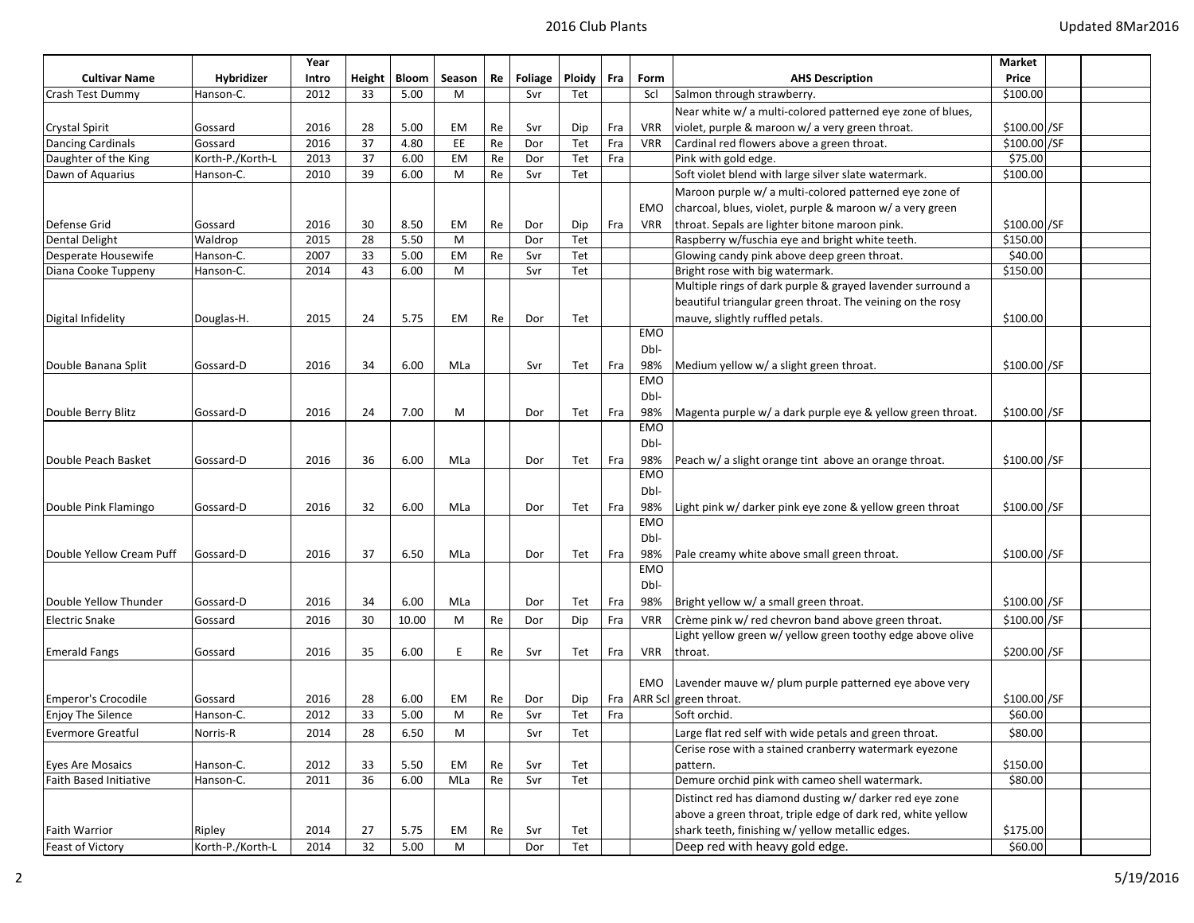| Cultivar Name | Hybridizer | Year Intro | Height | Bloom | Season | Re | Foliage | Ploidy | Fra | Form | AHS Description | Market Price | | |
|---|---|---|---|---|---|---|---|---|---|---|---|---|---|---|
| Crash Test Dummy | Hanson-C. | 2012 | 33 | 5.00 | M | | Svr | Tet | | Scl | Salmon through strawberry. | $100.00 | | |
| Crystal Spirit | Gossard | 2016 | 28 | 5.00 | EM | Re | Svr | Dip | Fra | VRR | Near white w/ a multi-colored patterned eye zone of blues, violet, purple & maroon w/ a very green throat. | $100.00 | /SF | |
| Dancing Cardinals | Gossard | 2016 | 37 | 4.80 | EE | Re | Dor | Tet | Fra | VRR | Cardinal red flowers above a green throat. | $100.00 | /SF | |
| Daughter of the King | Korth-P./Korth-L | 2013 | 37 | 6.00 | EM | Re | Dor | Tet | Fra | | Pink with gold edge. | $75.00 | | |
| Dawn of Aquarius | Hanson-C. | 2010 | 39 | 6.00 | M | Re | Svr | Tet | | | Soft violet blend with large silver slate watermark. | $100.00 | | |
| Defense Grid | Gossard | 2016 | 30 | 8.50 | EM | Re | Dor | Dip | Fra | EMO VRR | Maroon purple w/ a multi-colored patterned eye zone of charcoal, blues, violet, purple & maroon w/ a very green throat. Sepals are lighter bitone maroon pink. | $100.00 | /SF | |
| Dental Delight | Waldrop | 2015 | 28 | 5.50 | M | | Dor | Tet | | | Raspberry w/fuschia eye and bright white teeth. | $150.00 | | |
| Desperate Housewife | Hanson-C. | 2007 | 33 | 5.00 | EM | Re | Svr | Tet | | | Glowing candy pink above deep green throat. | $40.00 | | |
| Diana Cooke Tuppeny | Hanson-C. | 2014 | 43 | 6.00 | M | | Svr | Tet | | | Bright rose with big watermark. | $150.00 | | |
| Digital Infidelity | Douglas-H. | 2015 | 24 | 5.75 | EM | Re | Dor | Tet | | | Multiple rings of dark purple & grayed lavender surround a beautiful triangular green throat. The veining on the rosy mauve, slightly ruffled petals. | $100.00 | | |
| Double Banana Split | Gossard-D | 2016 | 34 | 6.00 | MLa | | Svr | Tet | Fra | EMO Dbl-98% | Medium yellow w/ a slight green throat. | $100.00 | /SF | |
| Double Berry Blitz | Gossard-D | 2016 | 24 | 7.00 | M | | Dor | Tet | Fra | EMO Dbl-98% | Magenta purple w/ a dark purple eye & yellow green throat. | $100.00 | /SF | |
| Double Peach Basket | Gossard-D | 2016 | 36 | 6.00 | MLa | | Dor | Tet | Fra | EMO Dbl-98% | Peach w/ a slight orange tint above an orange throat. | $100.00 | /SF | |
| Double Pink Flamingo | Gossard-D | 2016 | 32 | 6.00 | MLa | | Dor | Tet | Fra | EMO Dbl-98% | Light pink w/ darker pink eye zone & yellow green throat | $100.00 | /SF | |
| Double Yellow Cream Puff | Gossard-D | 2016 | 37 | 6.50 | MLa | | Dor | Tet | Fra | EMO Dbl-98% | Pale creamy white above small green throat. | $100.00 | /SF | |
| Double Yellow Thunder | Gossard-D | 2016 | 34 | 6.00 | MLa | | Dor | Tet | Fra | EMO Dbl-98% | Bright yellow w/ a small green throat. | $100.00 | /SF | |
| Electric Snake | Gossard | 2016 | 30 | 10.00 | M | Re | Dor | Dip | Fra | VRR | Crème pink w/ red chevron band above green throat. | $100.00 | /SF | |
| Emerald Fangs | Gossard | 2016 | 35 | 6.00 | E | Re | Svr | Tet | Fra | VRR | Light yellow green w/ yellow green toothy edge above olive throat. | $200.00 | /SF | |
| Emperor's Crocodile | Gossard | 2016 | 28 | 6.00 | EM | Re | Dor | Dip | Fra | EMO ARR Scl | Lavender mauve w/ plum purple patterned eye above very green throat. | $100.00 | /SF | |
| Enjoy The Silence | Hanson-C. | 2012 | 33 | 5.00 | M | Re | Svr | Tet | Fra | | Soft orchid. | $60.00 | | |
| Evermore Greatful | Norris-R | 2014 | 28 | 6.50 | M | | Svr | Tet | | | Large flat red self with wide petals and green throat. | $80.00 | | |
| Eyes Are Mosaics | Hanson-C. | 2012 | 33 | 5.50 | EM | Re | Svr | Tet | | | Cerise rose with a stained cranberry watermark eyezone pattern. | $150.00 | | |
| Faith Based Initiative | Hanson-C. | 2011 | 36 | 6.00 | MLa | Re | Svr | Tet | | | Demure orchid pink with cameo shell watermark. | $80.00 | | |
| Faith Warrior | Ripley | 2014 | 27 | 5.75 | EM | Re | Svr | Tet | | | Distinct red has diamond dusting w/ darker red eye zone above a green throat, triple edge of dark red, white yellow shark teeth, finishing w/ yellow metallic edges. | $175.00 | | |
| Feast of Victory | Korth-P./Korth-L | 2014 | 32 | 5.00 | M | | Dor | Tet | | | Deep red with heavy gold edge. | $60.00 | | |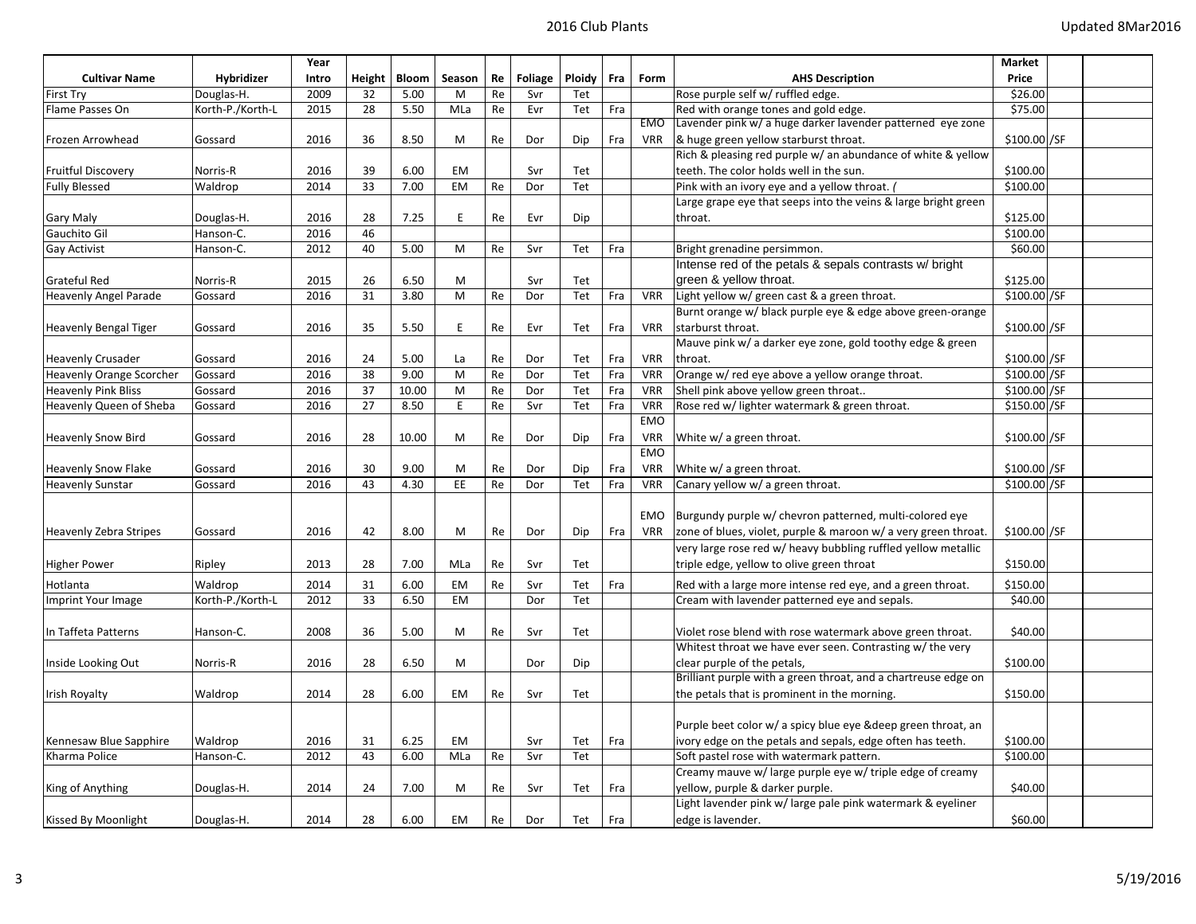| Cultivar Name | Hybridizer | Year Intro | Height | Bloom | Season | Re | Foliage | Ploidy | Fra | Form | AHS Description | Market Price | | |
|---|---|---|---|---|---|---|---|---|---|---|---|---|---|---|
| First Try | Douglas-H. | 2009 | 32 | 5.00 | M | Re | Svr | Tet | | | Rose purple self w/ ruffled edge. | $26.00 | | |
| Flame Passes On | Korth-P./Korth-L | 2015 | 28 | 5.50 | MLa | Re | Evr | Tet | Fra | | Red with orange tones and gold edge. | $75.00 | | |
| Frozen Arrowhead | Gossard | 2016 | 36 | 8.50 | M | Re | Dor | Dip | Fra | EMO VRR | Lavender pink w/ a huge darker lavender patterned eye zone & huge green yellow starburst throat. | $100.00 | /SF | |
| Fruitful Discovery | Norris-R | 2016 | 39 | 6.00 | EM | | Svr | Tet | | | Rich & pleasing red purple w/ an abundance of white & yellow teeth. The color holds well in the sun. | $100.00 | | |
| Fully Blessed | Waldrop | 2014 | 33 | 7.00 | EM | Re | Dor | Tet | | | Pink with an ivory eye and a yellow throat. ( | $100.00 | | |
| Gary Maly | Douglas-H. | 2016 | 28 | 7.25 | E | Re | Evr | Dip | | | Large grape eye that seeps into the veins & large bright green throat. | $125.00 | | |
| Gauchito Gil | Hanson-C. | 2016 | 46 | | | | | | | | | $100.00 | | |
| Gay Activist | Hanson-C. | 2012 | 40 | 5.00 | M | Re | Svr | Tet | Fra | | Bright grenadine persimmon. | $60.00 | | |
| Grateful Red | Norris-R | 2015 | 26 | 6.50 | M | | Svr | Tet | | | Intense red of the petals & sepals contrasts w/ bright green & yellow throat. | $125.00 | | |
| Heavenly Angel Parade | Gossard | 2016 | 31 | 3.80 | M | Re | Dor | Tet | Fra | VRR | Light yellow w/ green cast & a green throat. | $100.00 | /SF | |
| Heavenly Bengal Tiger | Gossard | 2016 | 35 | 5.50 | E | Re | Evr | Tet | Fra | VRR | Burnt orange w/ black purple eye & edge above green-orange starburst throat. | $100.00 | /SF | |
| Heavenly Crusader | Gossard | 2016 | 24 | 5.00 | La | Re | Dor | Tet | Fra | VRR | Mauve pink w/ a darker eye zone, gold toothy edge & green throat. | $100.00 | /SF | |
| Heavenly Orange Scorcher | Gossard | 2016 | 38 | 9.00 | M | Re | Dor | Tet | Fra | VRR | Orange w/ red eye above a yellow orange throat. | $100.00 | /SF | |
| Heavenly Pink Bliss | Gossard | 2016 | 37 | 10.00 | M | Re | Dor | Tet | Fra | VRR | Shell pink above yellow green throat.. | $100.00 | /SF | |
| Heavenly Queen of Sheba | Gossard | 2016 | 27 | 8.50 | E | Re | Svr | Tet | Fra | VRR | Rose red w/ lighter watermark & green throat. | $150.00 | /SF | |
| Heavenly Snow Bird | Gossard | 2016 | 28 | 10.00 | M | Re | Dor | Dip | Fra | EMO VRR | White w/ a green throat. | $100.00 | /SF | |
| Heavenly Snow Flake | Gossard | 2016 | 30 | 9.00 | M | Re | Dor | Dip | Fra | EMO VRR | White w/ a green throat. | $100.00 | /SF | |
| Heavenly Sunstar | Gossard | 2016 | 43 | 4.30 | EE | Re | Dor | Tet | Fra | VRR | Canary yellow w/ a green throat. | $100.00 | /SF | |
| Heavenly Zebra Stripes | Gossard | 2016 | 42 | 8.00 | M | Re | Dor | Dip | Fra | EMO VRR | Burgundy purple w/ chevron patterned, multi-colored eye zone of blues, violet, purple & maroon w/ a very green throat. | $100.00 | /SF | |
| Higher Power | Ripley | 2013 | 28 | 7.00 | MLa | Re | Svr | Tet | | | very large rose red w/ heavy bubbling ruffled yellow metallic triple edge, yellow to olive green throat | $150.00 | | |
| Hotlanta | Waldrop | 2014 | 31 | 6.00 | EM | Re | Svr | Tet | Fra | | Red with a large more intense red eye, and a green throat. | $150.00 | | |
| Imprint Your Image | Korth-P./Korth-L | 2012 | 33 | 6.50 | EM | | Dor | Tet | | | Cream with lavender patterned eye and sepals. | $40.00 | | |
| In Taffeta Patterns | Hanson-C. | 2008 | 36 | 5.00 | M | Re | Svr | Tet | | | Violet rose blend with rose watermark above green throat. | $40.00 | | |
| Inside Looking Out | Norris-R | 2016 | 28 | 6.50 | M | | Dor | Dip | | | Whitest throat we have ever seen. Contrasting w/ the very clear purple of the petals, | $100.00 | | |
| Irish Royalty | Waldrop | 2014 | 28 | 6.00 | EM | Re | Svr | Tet | | | Brilliant purple with a green throat, and a chartreuse edge on the petals that is prominent in the morning. | $150.00 | | |
| Kennesaw Blue Sapphire | Waldrop | 2016 | 31 | 6.25 | EM | | Svr | Tet | Fra | | Purple beet color w/ a spicy blue eye &deep green throat, an ivory edge on the petals and sepals, edge often has teeth. | $100.00 | | |
| Kharma Police | Hanson-C. | 2012 | 43 | 6.00 | MLa | Re | Svr | Tet | | | Soft pastel rose with watermark pattern. | $100.00 | | |
| King of Anything | Douglas-H. | 2014 | 24 | 7.00 | M | Re | Svr | Tet | Fra | | Creamy mauve w/ large purple eye w/ triple edge of creamy yellow, purple & darker purple. | $40.00 | | |
| Kissed By Moonlight | Douglas-H. | 2014 | 28 | 6.00 | EM | Re | Dor | Tet | Fra | | Light lavender pink w/ large pale pink watermark & eyeliner edge is lavender. | $60.00 | | |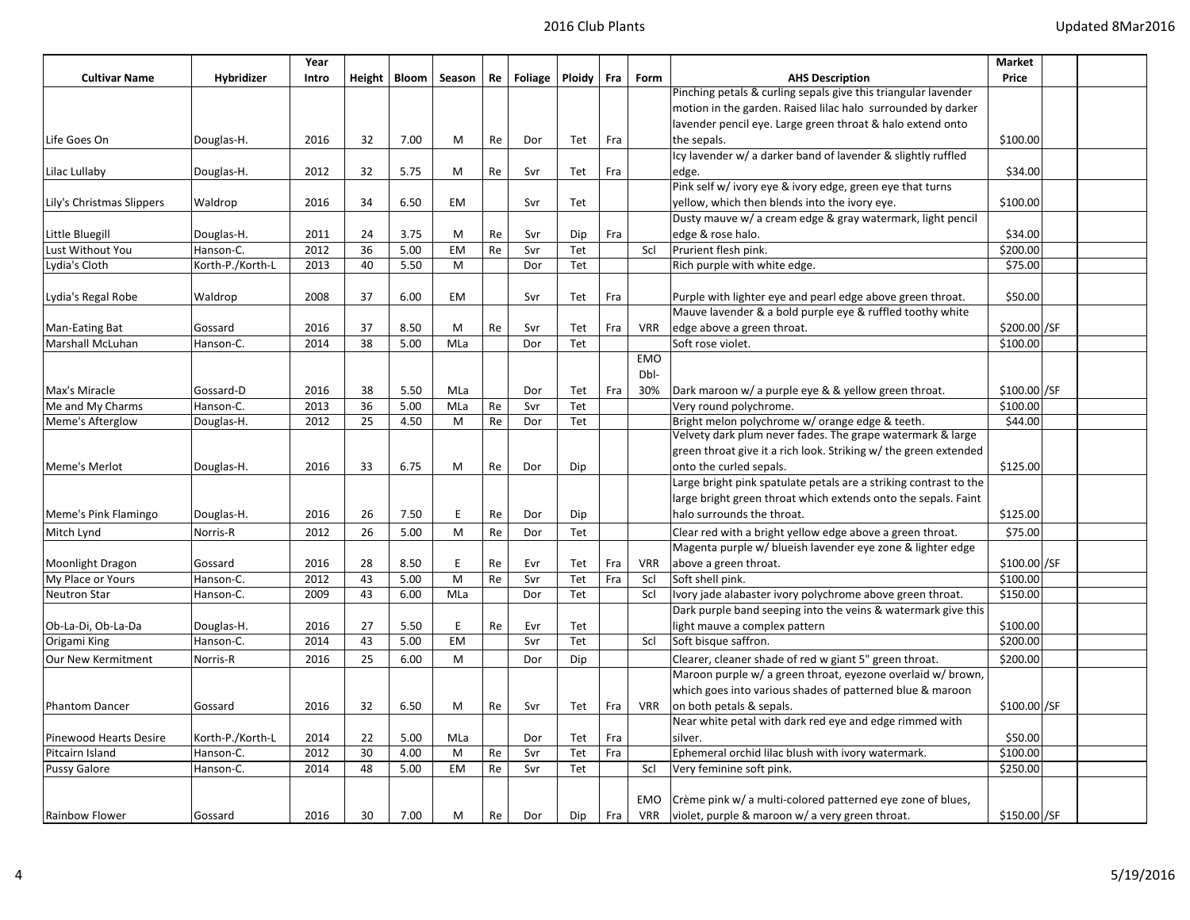| Cultivar Name | Hybridizer | Year Intro | Height | Bloom | Season | Re | Foliage | Ploidy | Fra | Form | AHS Description | Market Price | | |
|---|---|---|---|---|---|---|---|---|---|---|---|---|---|---|
| Life Goes On | Douglas-H. | 2016 | 32 | 7.00 | M | Re | Dor | Tet | Fra | | Pinching petals & curling sepals give this triangular lavender motion in the garden. Raised lilac halo surrounded by darker lavender pencil eye. Large green throat & halo extend onto the sepals. | $100.00 | | |
| Lilac Lullaby | Douglas-H. | 2012 | 32 | 5.75 | M | Re | Svr | Tet | Fra | | Icy lavender w/ a darker band of lavender & slightly ruffled edge. | $34.00 | | |
| Lily's Christmas Slippers | Waldrop | 2016 | 34 | 6.50 | EM | | Svr | Tet | | | Pink self w/ ivory eye & ivory edge, green eye that turns yellow, which then blends into the ivory eye. | $100.00 | | |
| Little Bluegill | Douglas-H. | 2011 | 24 | 3.75 | M | Re | Svr | Dip | Fra | | Dusty mauve w/ a cream edge & gray watermark, light pencil edge & rose halo. | $34.00 | | |
| Lust Without You | Hanson-C. | 2012 | 36 | 5.00 | EM | Re | Svr | Tet | | Scl | Prurient flesh pink. | $200.00 | | |
| Lydia's Cloth | Korth-P./Korth-L | 2013 | 40 | 5.50 | M | | Dor | Tet | | | Rich purple with white edge. | $75.00 | | |
| Lydia's Regal Robe | Waldrop | 2008 | 37 | 6.00 | EM | | Svr | Tet | Fra | | Purple with lighter eye and pearl edge above green throat. | $50.00 | | |
| Man-Eating Bat | Gossard | 2016 | 37 | 8.50 | M | Re | Svr | Tet | Fra | VRR | Mauve lavender & a bold purple eye & ruffled toothy white edge above a green throat. | $200.00 | /SF | |
| Marshall McLuhan | Hanson-C. | 2014 | 38 | 5.00 | MLa | | Dor | Tet | | | Soft rose violet. | $100.00 | | |
| Max's Miracle | Gossard-D | 2016 | 38 | 5.50 | MLa | | Dor | Tet | Fra | EMO Dbl-30% | Dark maroon w/ a purple eye & & yellow green throat. | $100.00 | /SF | |
| Me and My Charms | Hanson-C. | 2013 | 36 | 5.00 | MLa | Re | Svr | Tet | | | Very round polychrome. | $100.00 | | |
| Meme's Afterglow | Douglas-H. | 2012 | 25 | 4.50 | M | Re | Dor | Tet | | | Bright melon polychrome w/ orange edge & teeth. | $44.00 | | |
| Meme's Merlot | Douglas-H. | 2016 | 33 | 6.75 | M | Re | Dor | Dip | | | Velvety dark plum never fades. The grape watermark & large green throat give it a rich look. Striking w/ the green extended onto the curled sepals. | $125.00 | | |
| Meme's Pink Flamingo | Douglas-H. | 2016 | 26 | 7.50 | E | Re | Dor | Dip | | | Large bright pink spatulate petals are a striking contrast to the large bright green throat which extends onto the sepals. Faint halo surrounds the throat. | $125.00 | | |
| Mitch Lynd | Norris-R | 2012 | 26 | 5.00 | M | Re | Dor | Tet | | | Clear red with a bright yellow edge above a green throat. | $75.00 | | |
| Moonlight Dragon | Gossard | 2016 | 28 | 8.50 | E | Re | Evr | Tet | Fra | VRR | Magenta purple w/ blueish lavender eye zone & lighter edge above a green throat. | $100.00 | /SF | |
| My Place or Yours | Hanson-C. | 2012 | 43 | 5.00 | M | Re | Svr | Tet | Fra | Scl | Soft shell pink. | $100.00 | | |
| Neutron Star | Hanson-C. | 2009 | 43 | 6.00 | MLa | | Dor | Tet | | Scl | Ivory jade alabaster ivory polychrome above green throat. | $150.00 | | |
| Ob-La-Di, Ob-La-Da | Douglas-H. | 2016 | 27 | 5.50 | E | Re | Evr | Tet | | | Dark purple band seeping into the veins & watermark give this light mauve a complex pattern | $100.00 | | |
| Origami King | Hanson-C. | 2014 | 43 | 5.00 | EM | | Svr | Tet | | Scl | Soft bisque saffron. | $200.00 | | |
| Our New Kermitment | Norris-R | 2016 | 25 | 6.00 | M | | Dor | Dip | | | Clearer, cleaner shade of red w giant 5" green throat. | $200.00 | | |
| Phantom Dancer | Gossard | 2016 | 32 | 6.50 | M | Re | Svr | Tet | Fra | VRR | Maroon purple w/ a green throat, eyezone overlaid w/ brown, which goes into various shades of patterned blue & maroon on both petals & sepals. | $100.00 | /SF | |
| Pinewood Hearts Desire | Korth-P./Korth-L | 2014 | 22 | 5.00 | MLa | | Dor | Tet | Fra | | Near white petal with dark red eye and edge rimmed with silver. | $50.00 | | |
| Pitcairn Island | Hanson-C. | 2012 | 30 | 4.00 | M | Re | Svr | Tet | Fra | | Ephemeral orchid lilac blush with ivory watermark. | $100.00 | | |
| Pussy Galore | Hanson-C. | 2014 | 48 | 5.00 | EM | Re | Svr | Tet | | Scl | Very feminine soft pink. | $250.00 | | |
| Rainbow Flower | Gossard | 2016 | 30 | 7.00 | M | Re | Dor | Dip | Fra | EMO VRR | Crème pink w/ a multi-colored patterned eye zone of blues, violet, purple & maroon w/ a very green throat. | $150.00 | /SF | |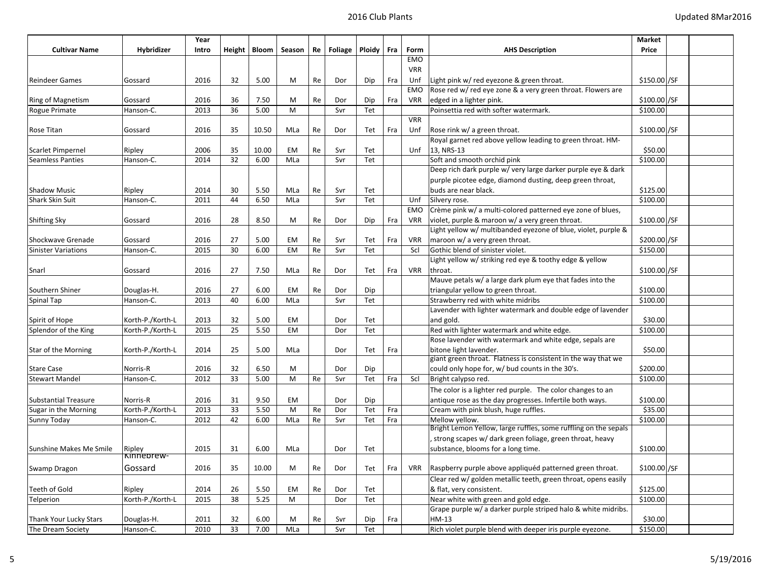| Cultivar Name | Hybridizer | Year Intro | Height | Bloom | Season | Re | Foliage | Ploidy | Fra | Form | AHS Description | Market Price | | |
|---|---|---|---|---|---|---|---|---|---|---|---|---|---|---|
| Reindeer Games | Gossard | 2016 | 32 | 5.00 | M | Re | Dor | Dip | Fra | EMO VRR Unf | Light pink w/ red eyezone & green throat. | $150.00 | /SF | |
| Ring of Magnetism | Gossard | 2016 | 36 | 7.50 | M | Re | Dor | Dip | Fra | EMO VRR | Rose red w/ red eye zone & a very green throat. Flowers are edged in a lighter pink. | $100.00 | /SF | |
| Rogue Primate | Hanson-C. | 2013 | 36 | 5.00 | M | | Svr | Tet | | | Poinsettia red with softer watermark. | $100.00 | | |
| Rose Titan | Gossard | 2016 | 35 | 10.50 | MLa | Re | Dor | Tet | Fra | VRR Unf | Rose rink w/ a green throat. | $100.00 | /SF | |
| Scarlet Pimpernel | Ripley | 2006 | 35 | 10.00 | EM | Re | Svr | Tet | | Unf | Royal garnet red above yellow leading to green throat. HM-13, NRS-13 | $50.00 | | |
| Seamless Panties | Hanson-C. | 2014 | 32 | 6.00 | MLa | | Svr | Tet | | | Soft and smooth orchid pink | $100.00 | | |
| Shadow Music | Ripley | 2014 | 30 | 5.50 | MLa | Re | Svr | Tet | | | Deep rich dark purple w/ very large darker purple eye & dark purple picotee edge, diamond dusting, deep green throat, buds are near black. | $125.00 | | |
| Shark Skin Suit | Hanson-C. | 2011 | 44 | 6.50 | MLa | | Svr | Tet | | Unf | Silvery rose. | $100.00 | | |
| Shifting Sky | Gossard | 2016 | 28 | 8.50 | M | Re | Dor | Dip | Fra | EMO VRR | Crème pink w/ a multi-colored patterned eye zone of blues, violet, purple & maroon w/ a very green throat. | $100.00 | /SF | |
| Shockwave Grenade | Gossard | 2016 | 27 | 5.00 | EM | Re | Svr | Tet | Fra | VRR | Light yellow w/ multibanded eyezone of blue, violet, purple & maroon w/ a very green throat. | $200.00 | /SF | |
| Sinister Variations | Hanson-C. | 2015 | 30 | 6.00 | EM | Re | Svr | Tet | | Scl | Gothic blend of sinister violet. | $150.00 | | |
| Snarl | Gossard | 2016 | 27 | 7.50 | MLa | Re | Dor | Tet | Fra | VRR | Light yellow w/ striking red eye & toothy edge & yellow throat. | $100.00 | /SF | |
| Southern Shiner | Douglas-H. | 2016 | 27 | 6.00 | EM | Re | Dor | Dip | | | Mauve petals w/ a large dark plum eye that fades into the triangular yellow to green throat. | $100.00 | | |
| Spinal Tap | Hanson-C. | 2013 | 40 | 6.00 | MLa | | Svr | Tet | | | Strawberry red with white midribs | $100.00 | | |
| Spirit of Hope | Korth-P./Korth-L | 2013 | 32 | 5.00 | EM | | Dor | Tet | | | Lavender with lighter watermark and double edge of lavender and gold. | $30.00 | | |
| Splendor of the King | Korth-P./Korth-L | 2015 | 25 | 5.50 | EM | | Dor | Tet | | | Red with lighter watermark and white edge. | $100.00 | | |
| Star of the Morning | Korth-P./Korth-L | 2014 | 25 | 5.00 | MLa | | Dor | Tet | Fra | | Rose lavender with watermark and white edge, sepals are bitone light lavender. | $50.00 | | |
| Stare Case | Norris-R | 2016 | 32 | 6.50 | M | | Dor | Dip | | | giant green throat. Flatness is consistent in the way that we could only hope for, w/ bud counts in the 30's. | $200.00 | | |
| Stewart Mandel | Hanson-C. | 2012 | 33 | 5.00 | M | Re | Svr | Tet | Fra | Scl | Bright calypso red. | $100.00 | | |
| Substantial Treasure | Norris-R | 2016 | 31 | 9.50 | EM | | Dor | Dip | | | The color is a lighter red purple. The color changes to an antique rose as the day progresses. Infertile both ways. | $100.00 | | |
| Sugar in the Morning | Korth-P./Korth-L | 2013 | 33 | 5.50 | M | Re | Dor | Tet | Fra | | Cream with pink blush, huge ruffles. | $35.00 | | |
| Sunny Today | Hanson-C. | 2012 | 42 | 6.00 | MLa | Re | Svr | Tet | Fra | | Mellow yellow. | $100.00 | | |
| Sunshine Makes Me Smile | Ripley | 2015 | 31 | 6.00 | MLa | | Dor | Tet | | | Bright Lemon Yellow, large ruffles, some ruffling on the sepals , strong scapes w/ dark green foliage, green throat, heavy substance, blooms for a long time. | $100.00 | | |
| Swamp Dragon | Kinnebrew-Gossard | 2016 | 35 | 10.00 | M | Re | Dor | Tet | Fra | VRR | Raspberry purple above appliquéd patterned green throat. | $100.00 | /SF | |
| Teeth of Gold | Ripley | 2014 | 26 | 5.50 | EM | Re | Dor | Tet | | | Clear red w/ golden metallic teeth, green throat, opens easily & flat, very consistent. | $125.00 | | |
| Telperion | Korth-P./Korth-L | 2015 | 38 | 5.25 | M | | Dor | Tet | | | Near white with green and gold edge. | $100.00 | | |
| Thank Your Lucky Stars | Douglas-H. | 2011 | 32 | 6.00 | M | Re | Svr | Dip | Fra | | Grape purple w/ a darker purple striped halo & white midribs. HM-13 | $30.00 | | |
| The Dream Society | Hanson-C. | 2010 | 33 | 7.00 | MLa | | Svr | Tet | | | Rich violet purple blend with deeper iris purple eyezone. | $150.00 | | |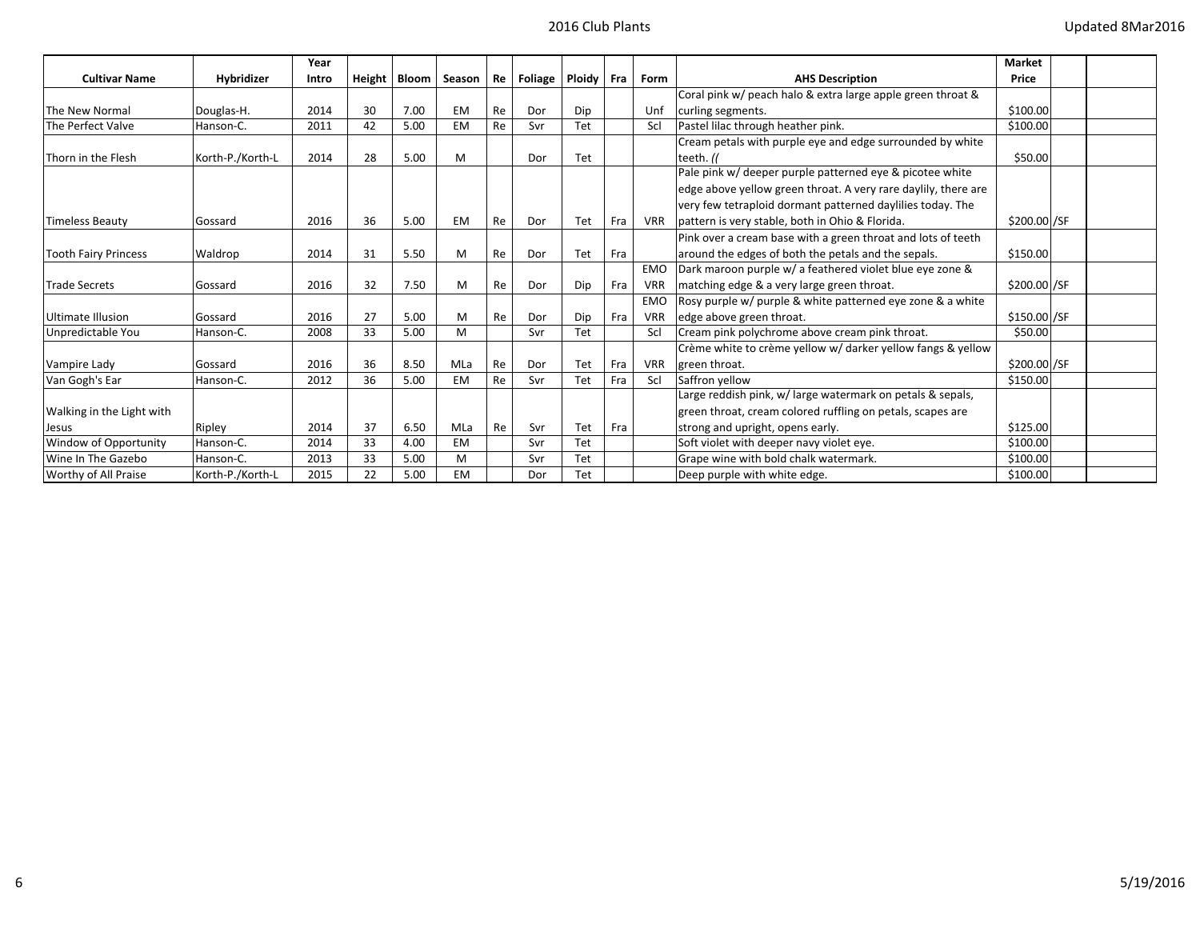| Cultivar Name | Hybridizer | Year Intro | Height | Bloom | Season | Re | Foliage | Ploidy | Fra | Form | AHS Description | Market Price | | |
|---|---|---|---|---|---|---|---|---|---|---|---|---|---|---|
| The New Normal | Douglas-H. | 2014 | 30 | 7.00 | EM | Re | Dor | Dip | | Unf | Coral pink w/ peach halo & extra large apple green throat & curling segments. | $100.00 | | |
| The Perfect Valve | Hanson-C. | 2011 | 42 | 5.00 | EM | Re | Svr | Tet | | Scl | Pastel lilac through heather pink. | $100.00 | | |
| Thorn in the Flesh | Korth-P./Korth-L | 2014 | 28 | 5.00 | M | | Dor | Tet | | | Cream petals with purple eye and edge surrounded by white teeth. (( | $50.00 | | |
| Timeless Beauty | Gossard | 2016 | 36 | 5.00 | EM | Re | Dor | Tet | Fra | VRR | Pale pink w/ deeper purple patterned eye & picotee white edge above yellow green throat. A very rare daylily, there are very few tetraploid dormant patterned daylilies today. The pattern is very stable, both in Ohio & Florida. | $200.00 | /SF | |
| Tooth Fairy Princess | Waldrop | 2014 | 31 | 5.50 | M | Re | Dor | Tet | Fra | | Pink over a cream base with a green throat and lots of teeth around the edges of both the petals and the sepals. | $150.00 | | |
| Trade Secrets | Gossard | 2016 | 32 | 7.50 | M | Re | Dor | Dip | Fra | EMO VRR | Dark maroon purple w/ a feathered violet blue eye zone & matching edge & a very large green throat. | $200.00 | /SF | |
| Ultimate Illusion | Gossard | 2016 | 27 | 5.00 | M | Re | Dor | Dip | Fra | EMO VRR | Rosy purple w/ purple & white patterned eye zone & a white edge above green throat. | $150.00 | /SF | |
| Unpredictable You | Hanson-C. | 2008 | 33 | 5.00 | M | | Svr | Tet | | Scl | Cream pink polychrome above cream pink throat. | $50.00 | | |
| Vampire Lady | Gossard | 2016 | 36 | 8.50 | MLa | Re | Dor | Tet | Fra | VRR | Crème white to crème yellow w/ darker yellow fangs & yellow green throat. | $200.00 | /SF | |
| Van Gogh's Ear | Hanson-C. | 2012 | 36 | 5.00 | EM | Re | Svr | Tet | Fra | Scl | Saffron yellow | $150.00 | | |
| Walking in the Light with Jesus | Ripley | 2014 | 37 | 6.50 | MLa | Re | Svr | Tet | Fra | | Large reddish pink, w/ large watermark on petals & sepals, green throat, cream colored ruffling on petals, scapes are strong and upright, opens early. | $125.00 | | |
| Window of Opportunity | Hanson-C. | 2014 | 33 | 4.00 | EM | | Svr | Tet | | | Soft violet with deeper navy violet eye. | $100.00 | | |
| Wine In The Gazebo | Hanson-C. | 2013 | 33 | 5.00 | M | | Svr | Tet | | | Grape wine with bold chalk watermark. | $100.00 | | |
| Worthy of All Praise | Korth-P./Korth-L | 2015 | 22 | 5.00 | EM | | Dor | Tet | | | Deep purple with white edge. | $100.00 | | |